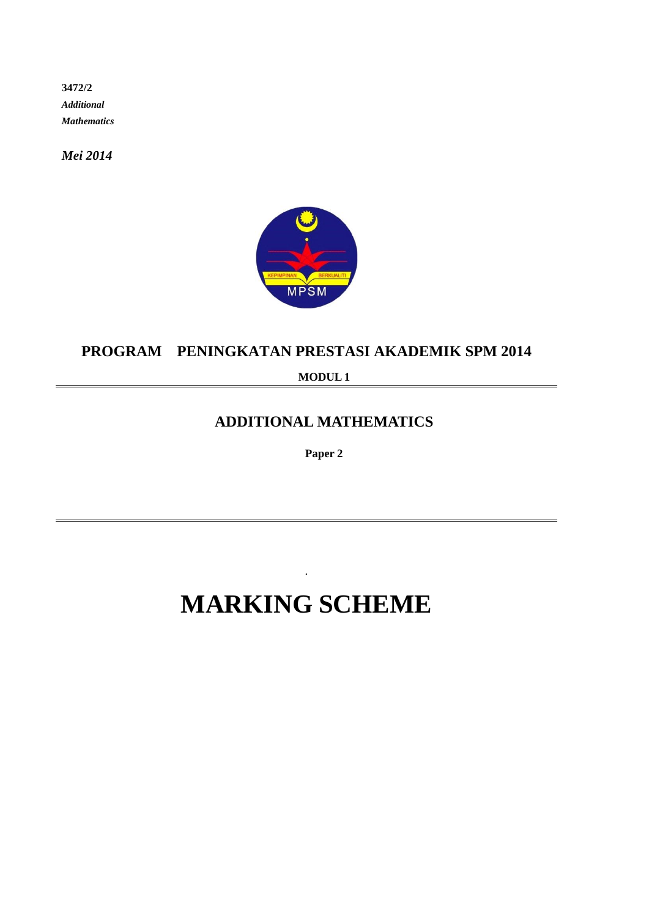**3472/2**

*Additional*

*Mathematics*

*Mei 2014*

## PROGRAM PENINGKATAN PRESTASI AKADEMIK SPM 2014

**MODUL 1**

## ADDITIONAL MATHEMATICS

**Paper 2**

# MARKING SCHEME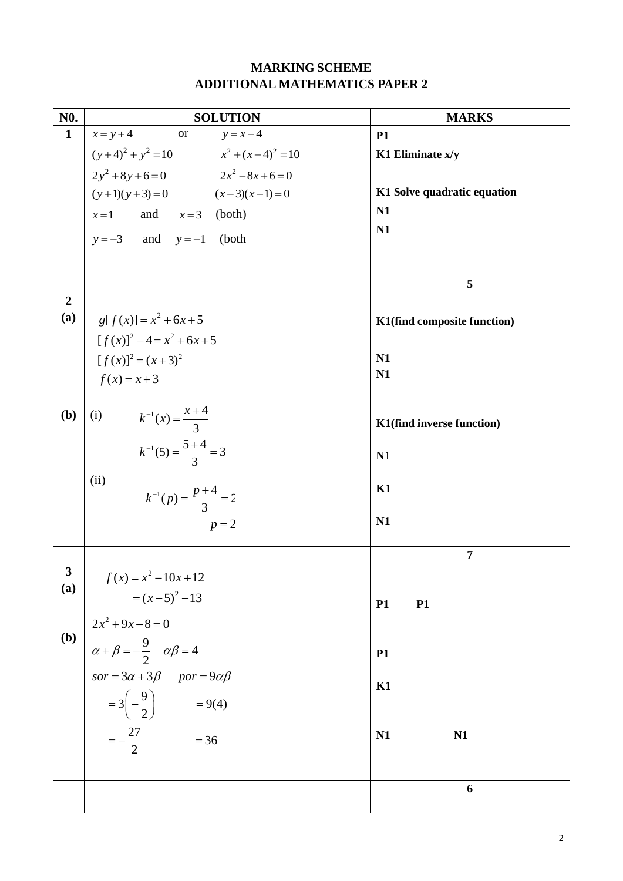**MARKING SCHEME**
**ADDITIONAL MATHEMATICS PAPER 2**

| N0. | SOLUTION | MARKS |
|---|---|---|
| **1** | $x = y+4$ or $y = x-4$ <br> $(y+4)^2 + y^2 = 10$ &nbsp;&nbsp;&nbsp; $x^2 + (x-4)^2 = 10$ <br> $2y^2 + 8y + 6 = 0$ &nbsp;&nbsp;&nbsp; $2x^2 - 8x + 6 = 0$ <br> $(y+1)(y+3) = 0$ &nbsp;&nbsp;&nbsp; $(x-3)(x-1) = 0$ <br> $x = 1$ and $x = 3$ (both) <br> $y = -3$ and $y = -1$ (both | **P1** <br> **K1 Eliminate x/y** <br><br> **K1 Solve quadratic equation** <br> **N1** <br> **N1** |
| | | **5** |
| **2 (a)** | $g[f(x)] = x^2 + 6x + 5$ <br> $[f(x)]^2 - 4 = x^2 + 6x + 5$ <br> $[f(x)]^2 = (x+3)^2$ <br> $f(x) = x+3$ | **K1(find composite function)** <br><br> **N1** <br> **N1** |
| **(b)** | (i) $k^{-1}(x) = \dfrac{x+4}{3}$ <br> $k^{-1}(5) = \dfrac{5+4}{3} = 3$ <br> (ii) $k^{-1}(p) = \dfrac{p+4}{3} = 2$ <br> $p = 2$ | **K1(find inverse function)** <br> **N1** <br> **K1** <br> **N1** |
| | | **7** |
| **3 (a)** | $f(x) = x^2 - 10x + 12$ <br> $= (x-5)^2 - 13$ | **P1** &nbsp;&nbsp; **P1** |
| **(b)** | $2x^2 + 9x - 8 = 0$ <br> $\alpha + \beta = -\dfrac{9}{2}$ &nbsp;&nbsp; $\alpha\beta = 4$ <br> $sor = 3\alpha + 3\beta$ &nbsp;&nbsp; $por = 9\alpha\beta$ <br> $= 3\left(-\dfrac{9}{2}\right)$ &nbsp;&nbsp; $= 9(4)$ <br> $= -\dfrac{27}{2}$ &nbsp;&nbsp; $= 36$ | **P1** <br> **K1** <br><br> **N1** &nbsp;&nbsp; **N1** |
| | | **6** |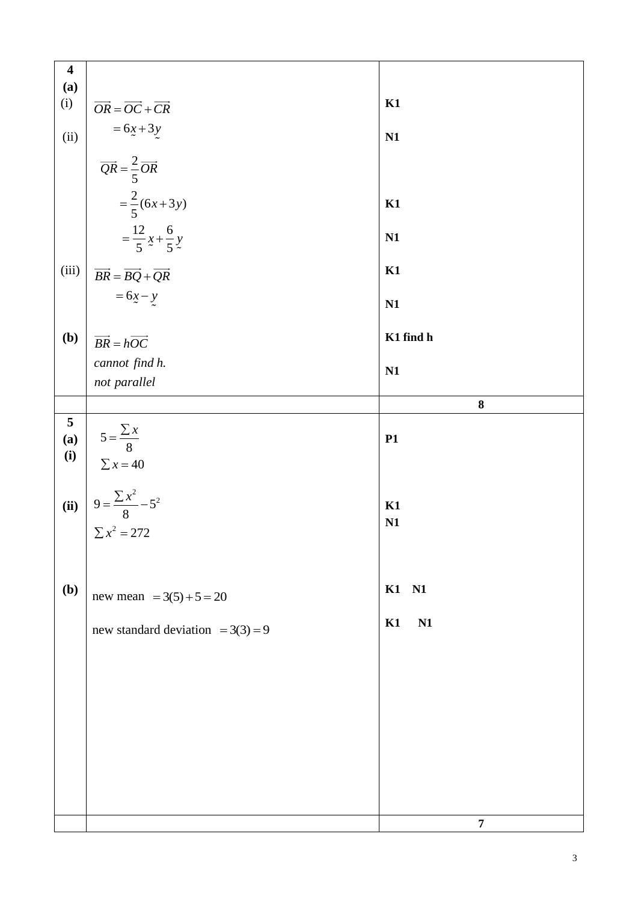| | | |
|---|---|---|
| **4 (a)** (i) | $\overrightarrow{OR} = \overrightarrow{OC} + \overrightarrow{CR}$ | **K1** |
| (ii) | $= 6\underset{\sim}{x} + 3\underset{\sim}{y}$ | **N1** |
| | $\overrightarrow{QR} = \dfrac{2}{5}\overrightarrow{OR}$ | |
| | $= \dfrac{2}{5}(6x + 3y)$ | **K1** |
| | $= \dfrac{12}{5}\underset{\sim}{x} + \dfrac{6}{5}\underset{\sim}{y}$ | **N1** |
| (iii) | $\overrightarrow{BR} = \overrightarrow{BQ} + \overrightarrow{QR}$ | **K1** |
| | $= 6\underset{\sim}{x} - \underset{\sim}{y}$ | **N1** |
| **(b)** | $\overrightarrow{BR} = h\overrightarrow{OC}$ | **K1 find h** |
| | *cannot find h.* *not parallel* | **N1** |
| | | **8** |
| **5 (a) (i)** | $5 = \dfrac{\sum x}{8}$ $\sum x = 40$ | **P1** |
| **(ii)** | $9 = \dfrac{\sum x^2}{8} - 5^2$ | **K1** |
| | $\sum x^2 = 272$ | **N1** |
| **(b)** | new mean $= 3(5) + 5 = 20$ | **K1 N1** |
| | new standard deviation $= 3(3) = 9$ | **K1 N1** |
| | | **7** |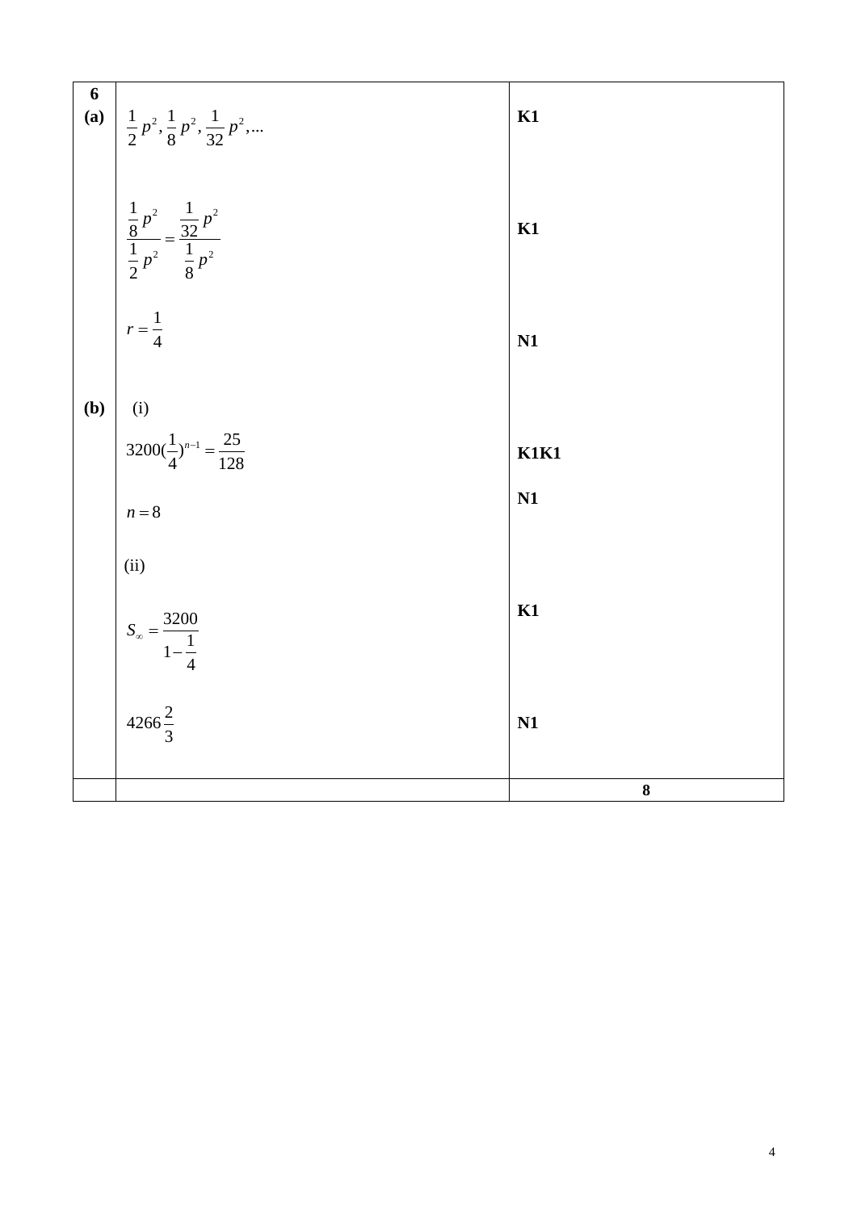| 6 | | |
|---|---|---|
| (a) | $\frac{1}{2}p^2, \frac{1}{8}p^2, \frac{1}{32}p^2, ...$ | K1 |
| | $\frac{\frac{1}{8}p^2}{\frac{1}{2}p^2} = \frac{\frac{1}{32}p^2}{\frac{1}{8}p^2}$ | K1 |
| | $r = \frac{1}{4}$ | N1 |
| (b) | (i) | |
| | $3200(\frac{1}{4})^{n-1} = \frac{25}{128}$ | K1K1 |
| | $n = 8$ | N1 |
| | (ii) | |
| | $S_\infty = \frac{3200}{1 - \frac{1}{4}}$ | K1 |
| | $4266\frac{2}{3}$ | N1 |
| | | **8** |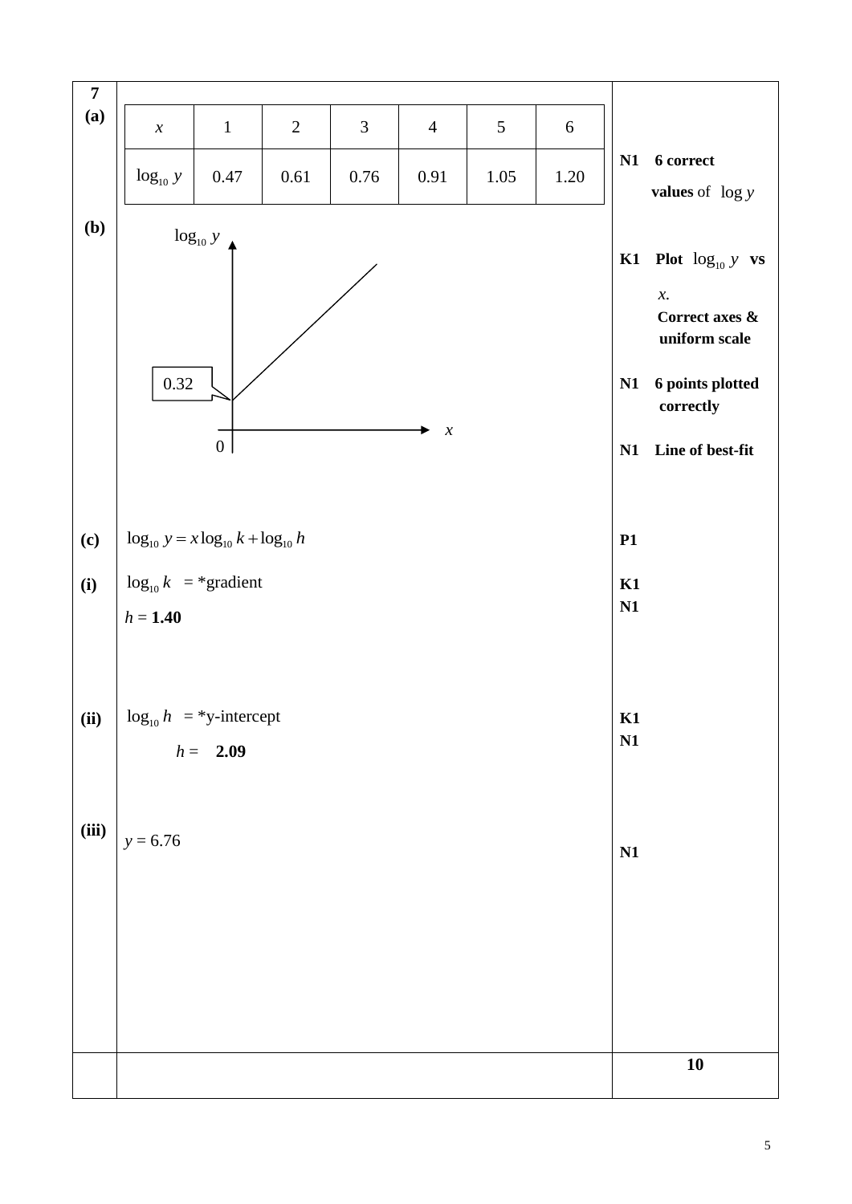**7**

**(a)**

| $x$ | 1 | 2 | 3 | 4 | 5 | 6 |
|---|---|---|---|---|---|---|
| $\log_{10} y$ | 0.47 | 0.61 | 0.76 | 0.91 | 1.05 | 1.20 |

**N1** 6 correct **values** of $\log y$

**(b)**

$\log_{10} y$ (vertical axis), $x$ (horizontal axis), origin 0, intercept 0.32

**K1** Plot $\log_{10} y$ **vs** $x$. Correct axes & uniform scale

**N1** 6 points plotted correctly

**N1** Line of best-fit

**(c)** $\log_{10} y = x\log_{10} k + \log_{10} h$ — **P1**

**(i)** $\log_{10} k$ = *gradient — **K1**

$h$ = **1.40** — **N1**

**(ii)** $\log_{10} h$ = *y-intercept — **K1**

$h$ = **2.09** — **N1**

**(iii)** $y = 6.76$ — **N1**

**10**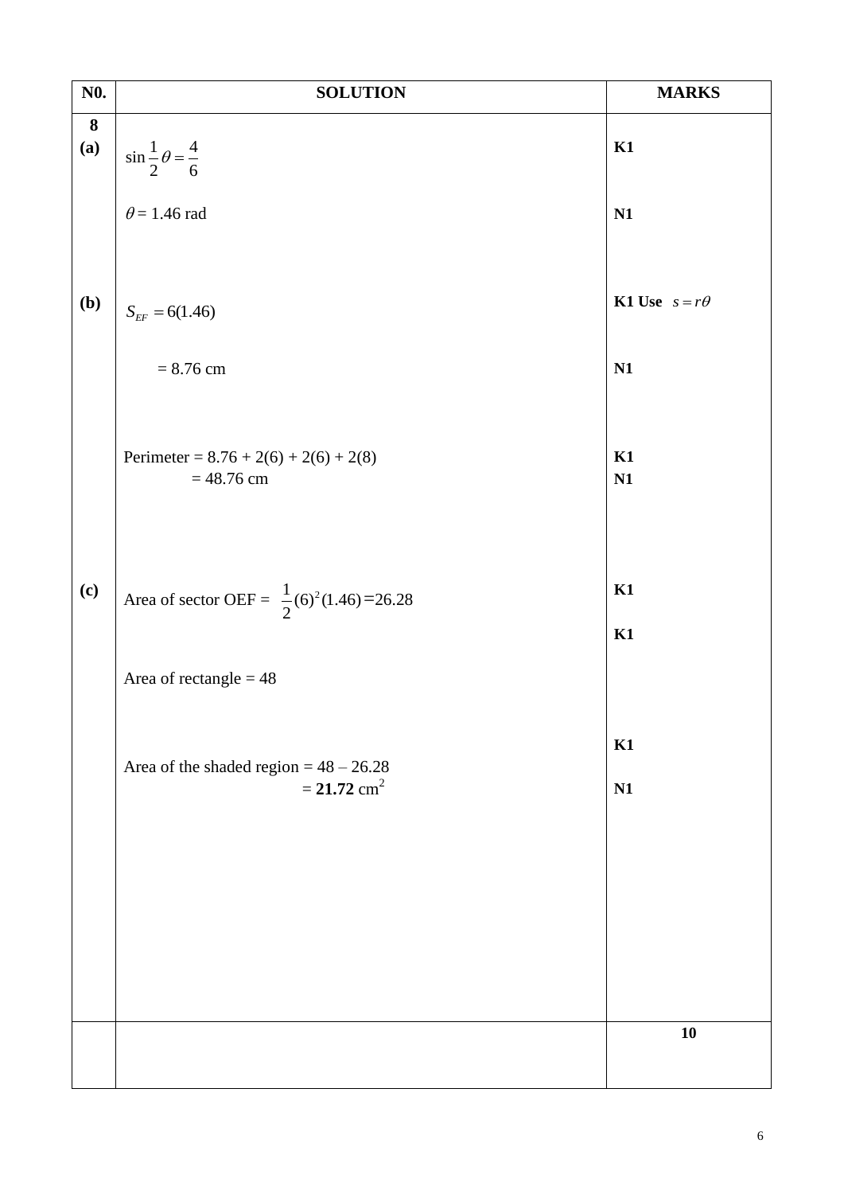| N0. | SOLUTION | MARKS |
|---|---|---|
| **8** **(a)** | $\sin\frac{1}{2}\theta = \frac{4}{6}$ | **K1** |
| | $\theta = 1.46$ rad | **N1** |
| **(b)** | $S_{EF} = 6(1.46)$ | **K1 Use** $s = r\theta$ |
| | $= 8.76$ cm | **N1** |
| | Perimeter = 8.76 + 2(6) + 2(6) + 2(8) | **K1** |
| | = 48.76 cm | **N1** |
| **(c)** | Area of sector OEF = $\frac{1}{2}(6)^2(1.46) = 26.28$ | **K1** |
| | | **K1** |
| | Area of rectangle = 48 | |
| | | **K1** |
| | Area of the shaded region = 48 – 26.28 | |
| | = **21.72** cm$^2$ | **N1** |
| | | **10** |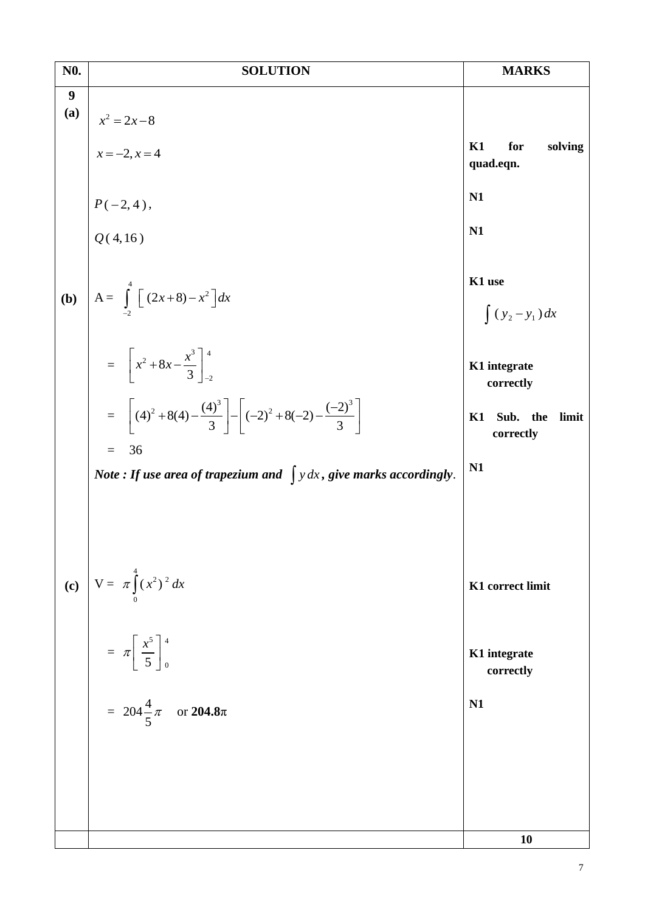| N0. | SOLUTION | MARKS |
|---|---|---|
| 9 (a) | $x^2 = 2x - 8$ | |
| | $x = -2, x = 4$ | K1 for solving quad.eqn. |
| | $P(-2, 4)$, | N1 |
| | $Q(4, 16)$ | N1 |
| (b) | $A = \int_{-2}^{4} \left[ (2x+8) - x^2 \right] dx$ | K1 use $\int (y_2 - y_1)\, dx$ |
| | $= \left[ x^2 + 8x - \frac{x^3}{3} \right]_{-2}^{4}$ | K1 integrate correctly |
| | $= \left[ (4)^2 + 8(4) - \frac{(4)^3}{3} \right] - \left[ (-2)^2 + 8(-2) - \frac{(-2)^3}{3} \right]$ | K1 Sub. the limit correctly |
| | $= 36$ | |
| | ***Note : If use area of trapezium and*** $\int y\, dx$***, give marks accordingly.*** | N1 |
| (c) | $V = \pi \int_{0}^{4} (x^2)^2\, dx$ | K1 correct limit |
| | $= \pi \left[ \frac{x^5}{5} \right]_{0}^{4}$ | K1 integrate correctly |
| | $= 204\frac{4}{5}\pi$ or **$204.8\pi$** | N1 |
| | | **10** |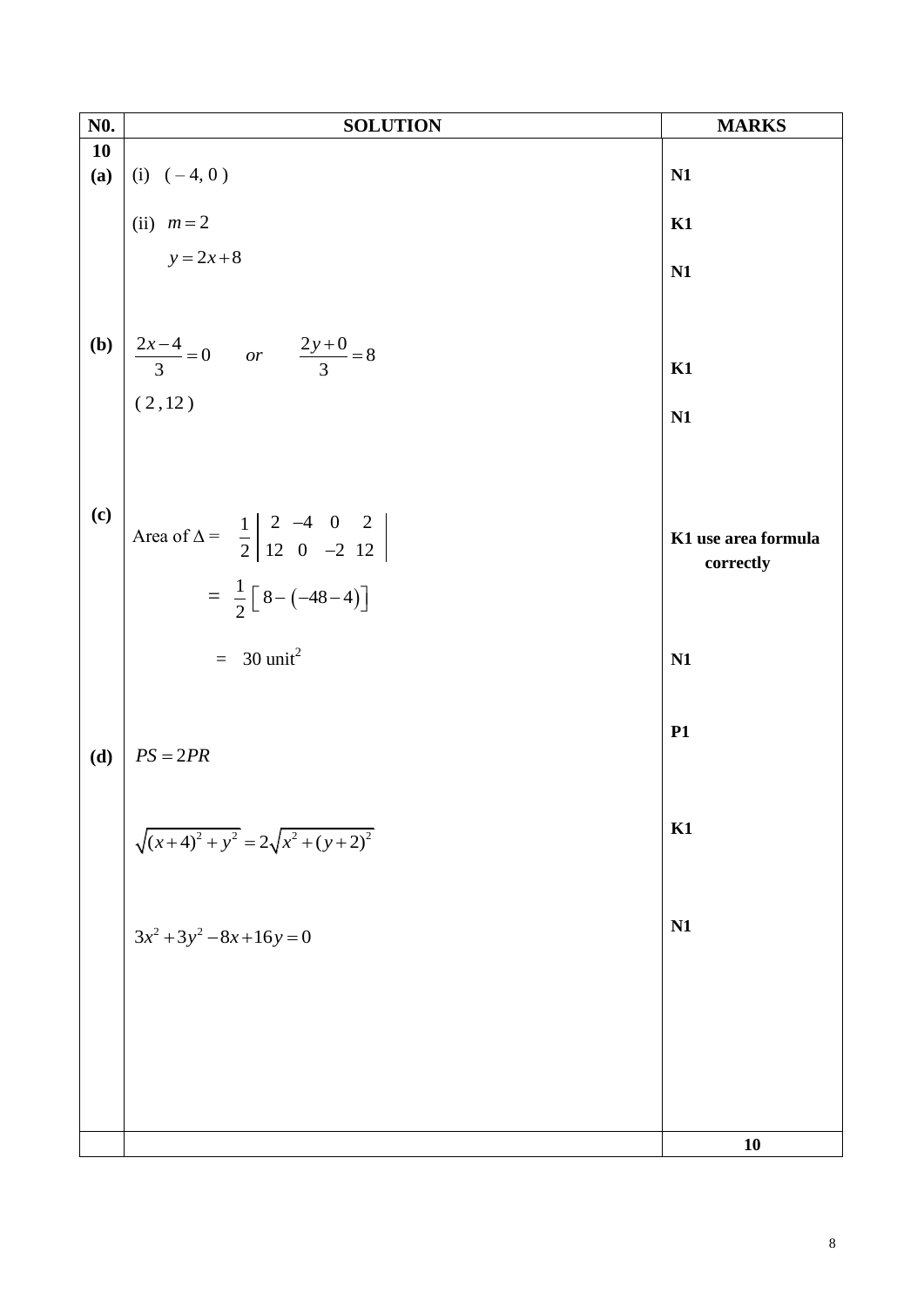| N0. | SOLUTION | MARKS |
| --- | --- | --- |
| **10** **(a)** | (i) $(-4, 0)$ | **N1** |
| | (ii) $m = 2$ | **K1** |
| | $y = 2x + 8$ | **N1** |
| **(b)** | $\dfrac{2x-4}{3} = 0 \quad or \quad \dfrac{2y+0}{3} = 8$ | **K1** |
| | $(2, 12)$ | **N1** |
| **(c)** | Area of $\Delta = \dfrac{1}{2}\begin{vmatrix} 2 & -4 & 0 & 2 \\ 12 & 0 & -2 & 12 \end{vmatrix}$ | **K1 use area formula correctly** |
| | $= \dfrac{1}{2}\left[8 - \left(-48 - 4\right)\right]$ | |
| | $= 30 \text{ unit}^2$ | **N1** |
| **(d)** | $PS = 2PR$ | **P1** |
| | $\sqrt{(x+4)^2 + y^2} = 2\sqrt{x^2 + (y+2)^2}$ | **K1** |
| | $3x^2 + 3y^2 - 8x + 16y = 0$ | **N1** |
| | | **10** |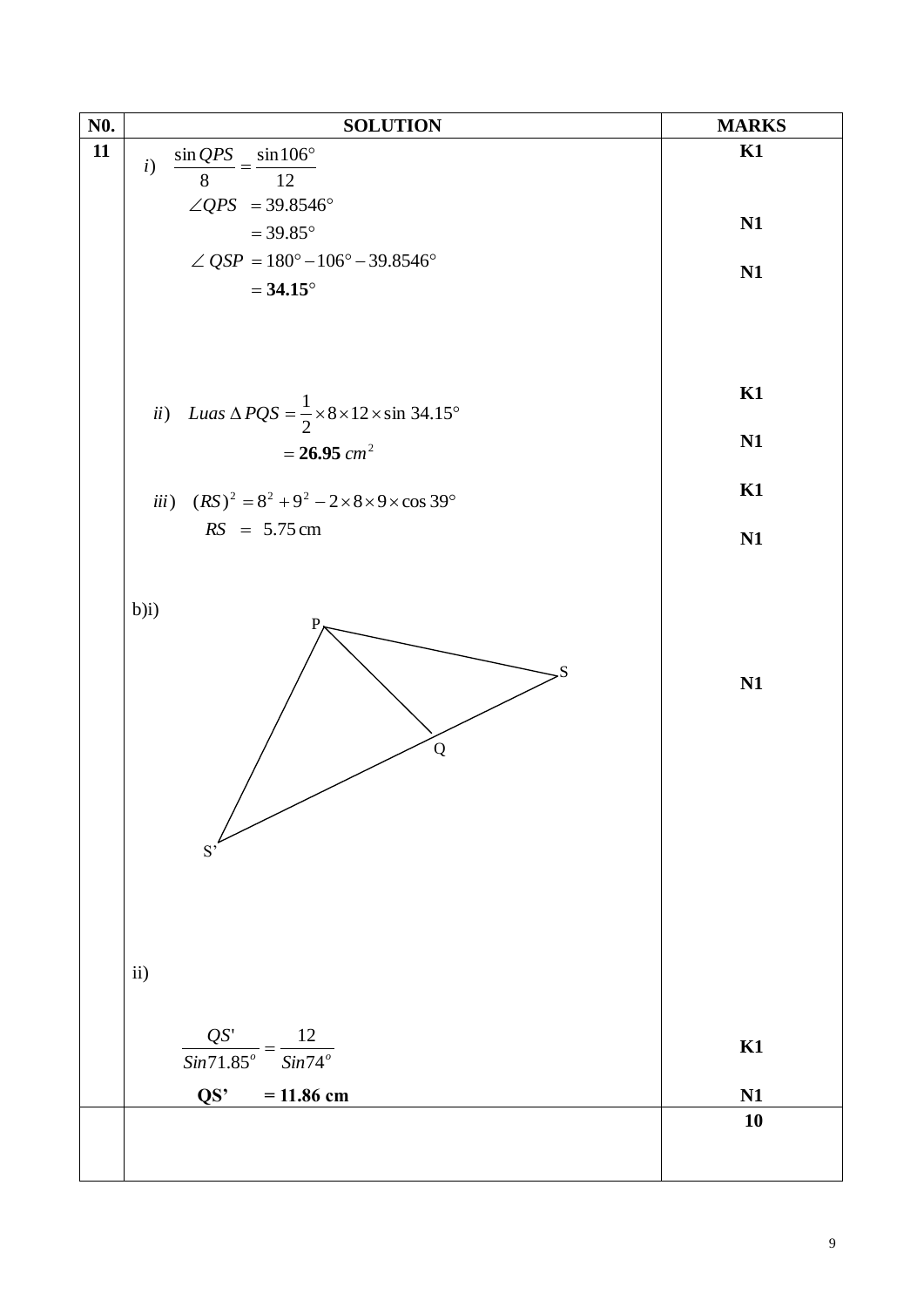| N0. | SOLUTION | MARKS |
|---|---|---|
| 11 | *i*) $\dfrac{\sin QPS}{8} = \dfrac{\sin 106^\circ}{12}$ | K1 |
| | $\angle QPS = 39.8546^\circ$ | |
| | $= 39.85^\circ$ | N1 |
| | $\angle QSP = 180^\circ - 106^\circ - 39.8546^\circ$ | |
| | $= \mathbf{34.15^\circ}$ | N1 |
| | *ii*) $Luas\ \Delta PQS = \dfrac{1}{2} \times 8 \times 12 \times \sin 34.15^\circ$ | K1 |
| | $= \mathbf{26.95}\ cm^2$ | N1 |
| | *iii*) $(RS)^2 = 8^2 + 9^2 - 2 \times 8 \times 9 \times \cos 39^\circ$ | K1 |
| | $RS = 5.75\ \text{cm}$ | N1 |
| | b)i) (diagram: triangle with points P, S, Q, S') | N1 |
| | ii) | |
| | $\dfrac{QS'}{Sin 71.85^o} = \dfrac{12}{Sin 74^o}$ | K1 |
| | **QS' = 11.86 cm** | N1 |
| | | **10** |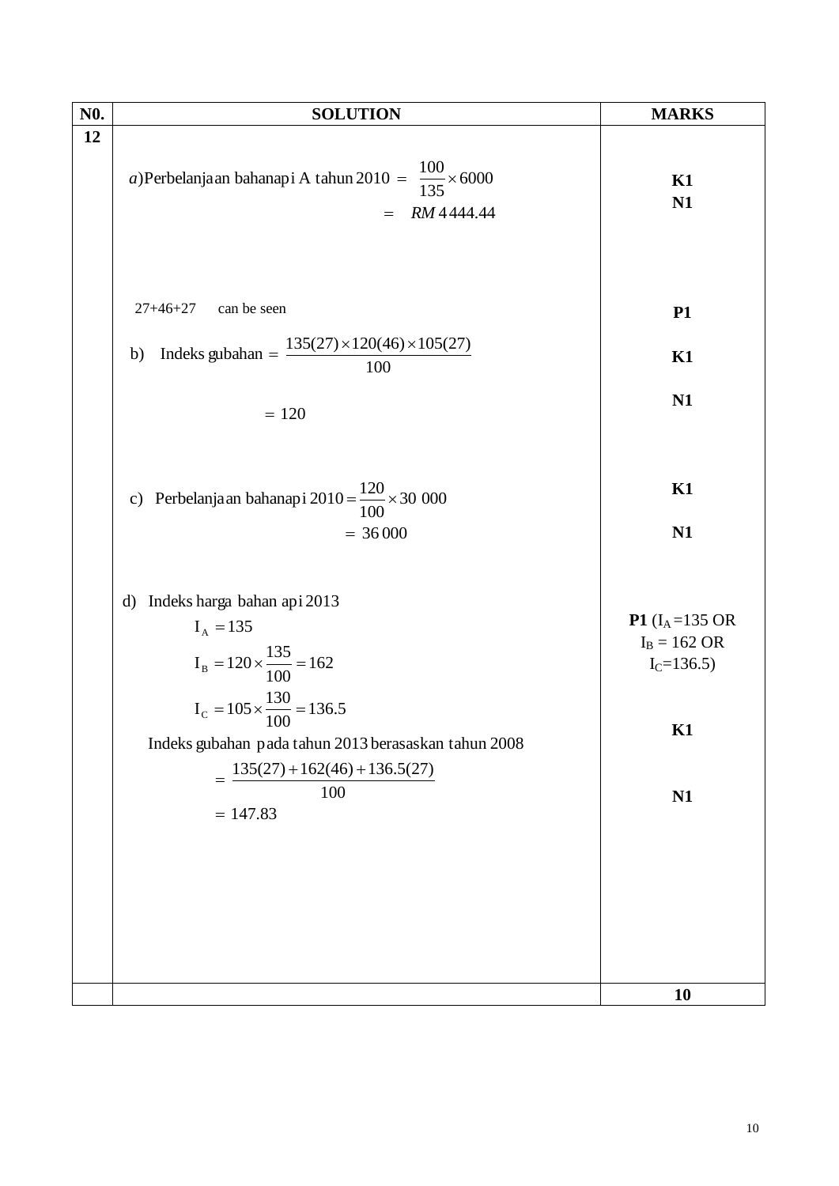| N0. | SOLUTION | MARKS |
|---|---|---|
| 12 | a) Perbelanjaan bahanapi A tahun 2010 $= \frac{100}{135} \times 6000$ <br> $= RM\,4444.44$ | K1 <br> N1 |
| | 27+46+27 can be seen | P1 |
| | b) Indeks gubahan $= \frac{135(27) \times 120(46) \times 105(27)}{100}$ | K1 |
| | $= 120$ | N1 |
| | c) Perbelanjaan bahanapi $2010 = \frac{120}{100} \times 30\ 000$ | K1 |
| | $= 36\,000$ | N1 |
| | d) Indeks harga bahan api 2013 <br> $I_A = 135$ <br> $I_B = 120 \times \frac{135}{100} = 162$ <br> $I_C = 105 \times \frac{130}{100} = 136.5$ | P1 ($I_A = 135$ OR $I_B = 162$ OR $I_C = 136.5$) |
| | Indeks gubahan pada tahun 2013 berasaskan tahun 2008 <br> $= \frac{135(27) + 162(46) + 136.5(27)}{100}$ | K1 |
| | $= 147.83$ | N1 |
| | | 10 |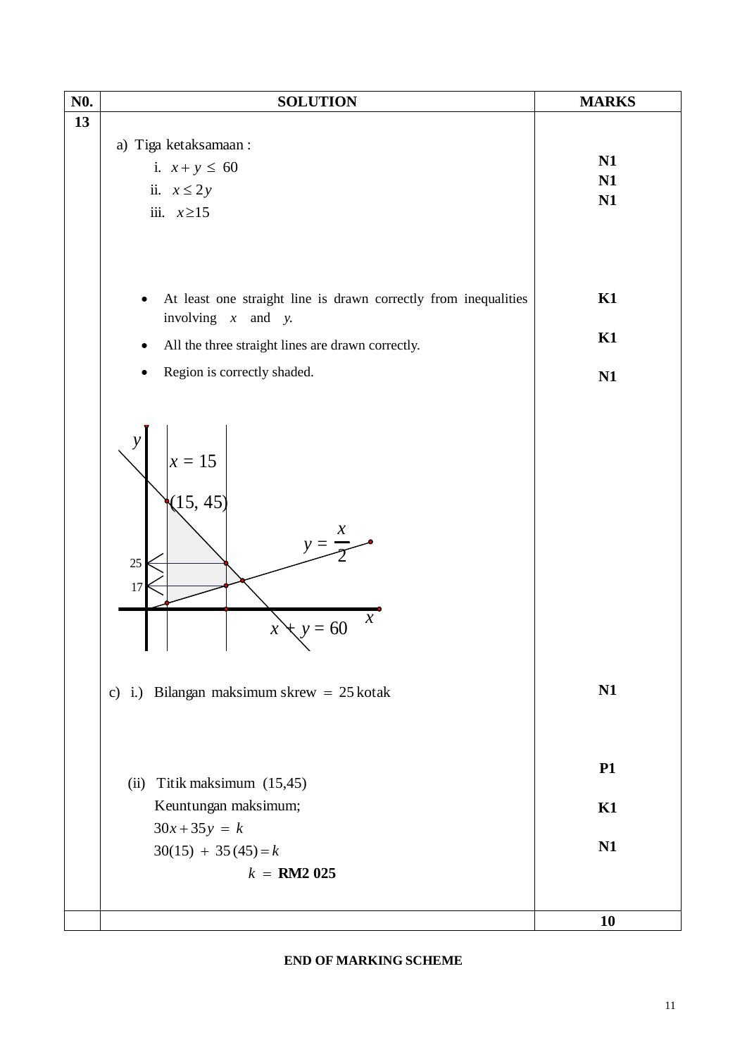| N0. | SOLUTION | MARKS |
|---|---|---|
| 13 | a) Tiga ketaksamaan : <br> i. $x + y \leq 60$ <br> ii. $x \leq 2y$ <br> iii. $x \geq 15$ | N1 <br> N1 <br> N1 |
| | • At least one straight line is drawn correctly from inequalities involving $x$ and $y$. <br> • All the three straight lines are drawn correctly. <br> • Region is correctly shaded. | K1 <br> K1 <br> N1 |
| | y <br> $x = 15$ <br> (15, 45) <br> $y = \frac{x}{2}$ <br> 25 <br> 17 <br> x <br> $x + y = 60$ | |
| | c) i.) Bilangan maksimum skrew $=$ 25 kotak | N1 |
| | (ii) Titik maksimum (15,45) <br> Keuntungan maksimum; <br> $30x + 35y = k$ <br> $30(15) + 35(45) = k$ <br> $k =$ **RM2 025** | P1 <br> K1 <br> N1 |
| | | **10** |

**END OF MARKING SCHEME**